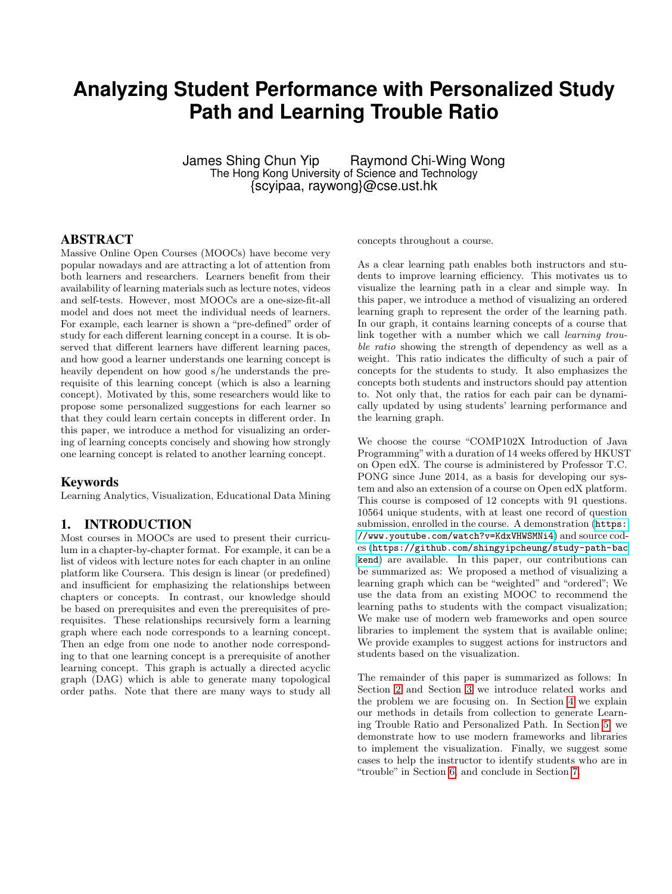# Analyzing Student Performance with Personalized Study Path and Learning Trouble Ratio

James Shing Chun Yip    Raymond Chi-Wing Wong
The Hong Kong University of Science and Technology
{scyipaa, raywong}@cse.ust.hk

## ABSTRACT

Massive Online Open Courses (MOOCs) have become very popular nowadays and are attracting a lot of attention from both learners and researchers. Learners benefit from their availability of learning materials such as lecture notes, videos and self-tests. However, most MOOCs are a one-size-fit-all model and does not meet the individual needs of learners. For example, each learner is shown a "pre-defined" order of study for each different learning concept in a course. It is observed that different learners have different learning paces, and how good a learner understands one learning concept is heavily dependent on how good s/he understands the prerequisite of this learning concept (which is also a learning concept). Motivated by this, some researchers would like to propose some personalized suggestions for each learner so that they could learn certain concepts in different order. In this paper, we introduce a method for visualizing an ordering of learning concepts concisely and showing how strongly one learning concept is related to another learning concept.

### Keywords

Learning Analytics, Visualization, Educational Data Mining

## 1. INTRODUCTION

Most courses in MOOCs are used to present their curriculum in a chapter-by-chapter format. For example, it can be a list of videos with lecture notes for each chapter in an online platform like Coursera. This design is linear (or predefined) and insufficient for emphasizing the relationships between chapters or concepts. In contrast, our knowledge should be based on prerequisites and even the prerequisites of prerequisites. These relationships recursively form a learning graph where each node corresponds to a learning concept. Then an edge from one node to another node corresponding to that one learning concept is a prerequisite of another learning concept. This graph is actually a directed acyclic graph (DAG) which is able to generate many topological order paths. Note that there are many ways to study all concepts throughout a course.

As a clear learning path enables both instructors and students to improve learning efficiency. This motivates us to visualize the learning path in a clear and simple way. In this paper, we introduce a method of visualizing an ordered learning graph to represent the order of the learning path. In our graph, it contains learning concepts of a course that link together with a number which we call *learning trouble ratio* showing the strength of dependency as well as a weight. This ratio indicates the difficulty of such a pair of concepts for the students to study. It also emphasizes the concepts both students and instructors should pay attention to. Not only that, the ratios for each pair can be dynamically updated by using students' learning performance and the learning graph.

We choose the course "COMP102X Introduction of Java Programming" with a duration of 14 weeks offered by HKUST on Open edX. The course is administered by Professor T.C. PONG since June 2014, as a basis for developing our system and also an extension of a course on Open edX platform. This course is composed of 12 concepts with 91 questions. 10564 unique students, with at least one record of question submission, enrolled in the course. A demonstration (https://www.youtube.com/watch?v=KdxVHWSMNi4) and source codes (https://github.com/shingyipcheung/study-path-backend) are available. In this paper, our contributions can be summarized as: We proposed a method of visualizing a learning graph which can be "weighted" and "ordered"; We use the data from an existing MOOC to recommend the learning paths to students with the compact visualization; We make use of modern web frameworks and open source libraries to implement the system that is available online; We provide examples to suggest actions for instructors and students based on the visualization.

The remainder of this paper is summarized as follows: In Section 2 and Section 3 we introduce related works and the problem we are focusing on. In Section 4 we explain our methods in details from collection to generate Learning Trouble Ratio and Personalized Path. In Section 5, we demonstrate how to use modern frameworks and libraries to implement the visualization. Finally, we suggest some cases to help the instructor to identify students who are in "trouble" in Section 6, and conclude in Section 7.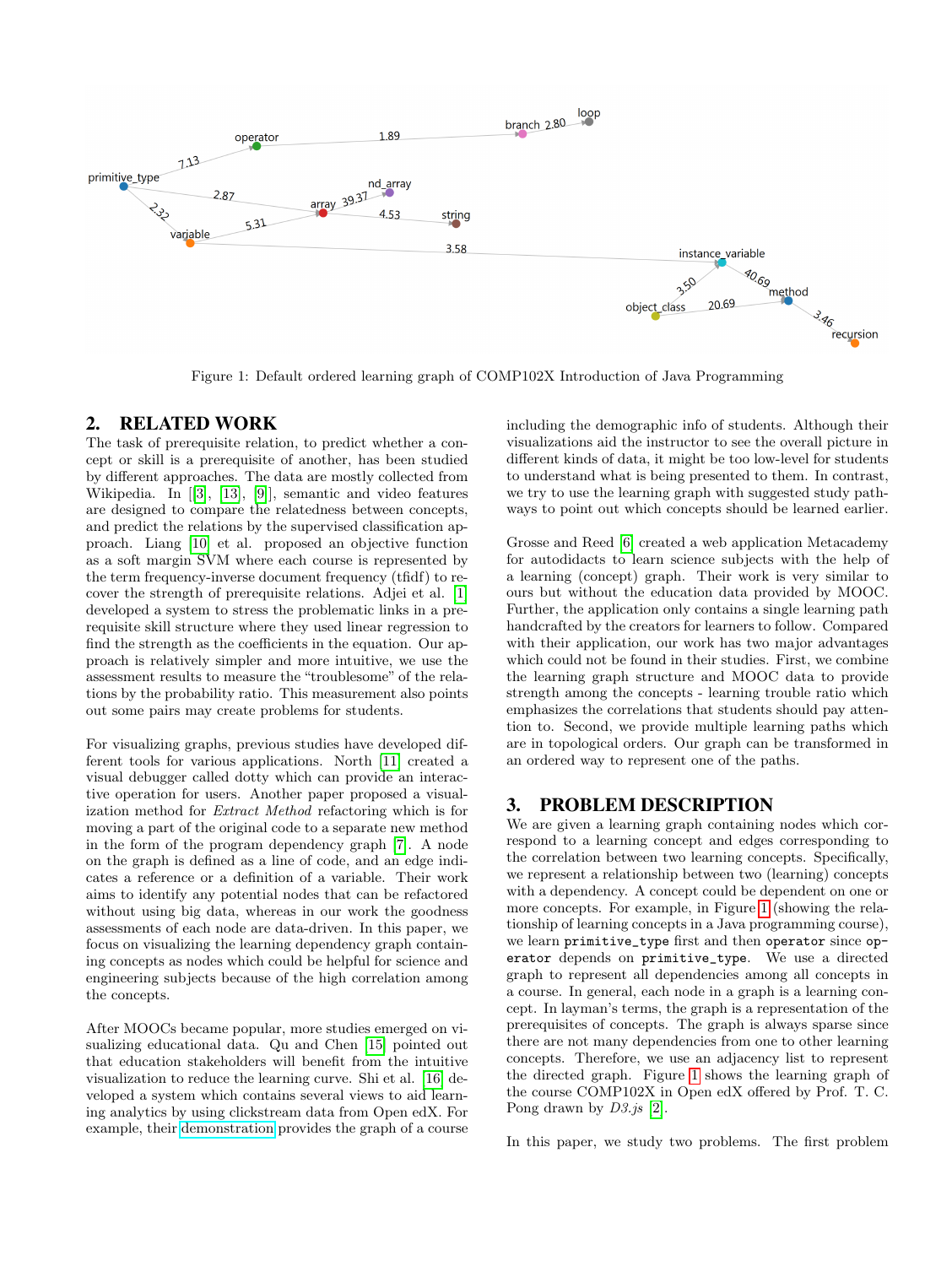Figure 1: Default ordered learning graph of COMP102X Introduction of Java Programming

## 2. RELATED WORK

The task of prerequisite relation, to predict whether a concept or skill is a prerequisite of another, has been studied by different approaches. The data are mostly collected from Wikipedia. In [[3], [13], [9]], semantic and video features are designed to compare the relatedness between concepts, and predict the relations by the supervised classification approach. Liang [10] et al. proposed an objective function as a soft margin SVM where each course is represented by the term frequency-inverse document frequency (tfidf) to recover the strength of prerequisite relations. Adjei et al. [1] developed a system to stress the problematic links in a prerequisite skill structure where they used linear regression to find the strength as the coefficients in the equation. Our approach is relatively simpler and more intuitive, we use the assessment results to measure the "troublesome" of the relations by the probability ratio. This measurement also points out some pairs may create problems for students.

For visualizing graphs, previous studies have developed different tools for various applications. North [11] created a visual debugger called dotty which can provide an interactive operation for users. Another paper proposed a visualization method for *Extract Method* refactoring which is for moving a part of the original code to a separate new method in the form of the program dependency graph [7]. A node on the graph is defined as a line of code, and an edge indicates a reference or a definition of a variable. Their work aims to identify any potential nodes that can be refactored without using big data, whereas in our work the goodness assessments of each node are data-driven. In this paper, we focus on visualizing the learning dependency graph containing concepts as nodes which could be helpful for science and engineering subjects because of the high correlation among the concepts.

After MOOCs became popular, more studies emerged on visualizing educational data. Qu and Chen [15] pointed out that education stakeholders will benefit from the intuitive visualization to reduce the learning curve. Shi et al. [16] developed a system which contains several views to aid learning analytics by using clickstream data from Open edX. For example, their demonstration provides the graph of a course including the demographic info of students. Although their visualizations aid the instructor to see the overall picture in different kinds of data, it might be too low-level for students to understand what is being presented to them. In contrast, we try to use the learning graph with suggested study pathways to point out which concepts should be learned earlier.

Grosse and Reed [6] created a web application Metacademy for autodidacts to learn science subjects with the help of a learning (concept) graph. Their work is very similar to ours but without the education data provided by MOOC. Further, the application only contains a single learning path handcrafted by the creators for learners to follow. Compared with their application, our work has two major advantages which could not be found in their studies. First, we combine the learning graph structure and MOOC data to provide strength among the concepts - learning trouble ratio which emphasizes the correlations that students should pay attention to. Second, we provide multiple learning paths which are in topological orders. Our graph can be transformed in an ordered way to represent one of the paths.

## 3. PROBLEM DESCRIPTION

We are given a learning graph containing nodes which correspond to a learning concept and edges corresponding to the correlation between two learning concepts. Specifically, we represent a relationship between two (learning) concepts with a dependency. A concept could be dependent on one or more concepts. For example, in Figure 1 (showing the relationship of learning concepts in a Java programming course), we learn `primitive_type` first and then `operator` since `operator` depends on `primitive_type`. We use a directed graph to represent all dependencies among all concepts in a course. In general, each node in a graph is a learning concept. In layman's terms, the graph is a representation of the prerequisites of concepts. The graph is always sparse since there are not many dependencies from one to other learning concepts. Therefore, we use an adjacency list to represent the directed graph. Figure 1 shows the learning graph of the course COMP102X in Open edX offered by Prof. T. C. Pong drawn by *D3.js* [2].

In this paper, we study two problems. The first problem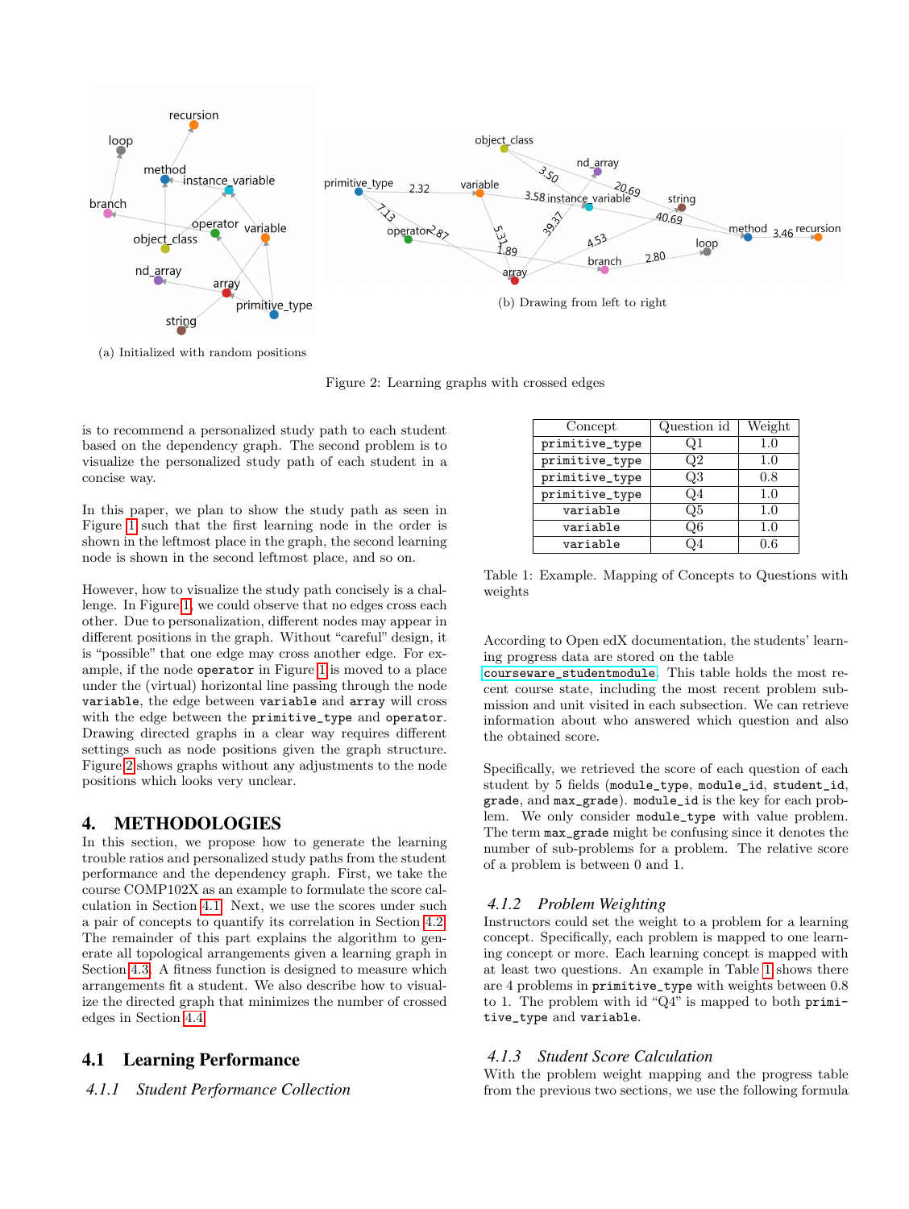(a) Initialized with random positions

(b) Drawing from left to right

Figure 2: Learning graphs with crossed edges

is to recommend a personalized study path to each student based on the dependency graph. The second problem is to visualize the personalized study path of each student in a concise way.

In this paper, we plan to show the study path as seen in Figure 1 such that the first learning node in the order is shown in the leftmost place in the graph, the second learning node is shown in the second leftmost place, and so on.

However, how to visualize the study path concisely is a challenge. In Figure 1, we could observe that no edges cross each other. Due to personalization, different nodes may appear in different positions in the graph. Without "careful" design, it is "possible" that one edge may cross another edge. For example, if the node `operator` in Figure 1 is moved to a place under the (virtual) horizontal line passing through the node `variable`, the edge between `variable` and `array` will cross with the edge between the `primitive_type` and `operator`. Drawing directed graphs in a clear way requires different settings such as node positions given the graph structure. Figure 2 shows graphs without any adjustments to the node positions which looks very unclear.

## 4. METHODOLOGIES

In this section, we propose how to generate the learning trouble ratios and personalized study paths from the student performance and the dependency graph. First, we take the course COMP102X as an example to formulate the score calculation in Section 4.1. Next, we use the scores under such a pair of concepts to quantify its correlation in Section 4.2. The remainder of this part explains the algorithm to generate all topological arrangements given a learning graph in Section 4.3. A fitness function is designed to measure which arrangements fit a student. We also describe how to visualize the directed graph that minimizes the number of crossed edges in Section 4.4.

### 4.1 Learning Performance

#### 4.1.1 Student Performance Collection

| Concept | Question id | Weight |
|---|---|---|
| `primitive_type` | Q1 | 1.0 |
| `primitive_type` | Q2 | 1.0 |
| `primitive_type` | Q3 | 0.8 |
| `primitive_type` | Q4 | 1.0 |
| `variable` | Q5 | 1.0 |
| `variable` | Q6 | 1.0 |
| `variable` | Q4 | 0.6 |

Table 1: Example. Mapping of Concepts to Questions with weights

According to Open edX documentation, the students' learning progress data are stored on the table `courseware_studentmodule`. This table holds the most recent course state, including the most recent problem submission and unit visited in each subsection. We can retrieve information about who answered which question and also the obtained score.

Specifically, we retrieved the score of each question of each student by 5 fields (`module_type`, `module_id`, `student_id`, `grade`, and `max_grade`). `module_id` is the key for each problem. We only consider `module_type` with value problem. The term `max_grade` might be confusing since it denotes the number of sub-problems for a problem. The relative score of a problem is between 0 and 1.

#### 4.1.2 Problem Weighting

Instructors could set the weight to a problem for a learning concept. Specifically, each problem is mapped to one learning concept or more. Each learning concept is mapped with at least two questions. An example in Table 1 shows there are 4 problems in `primitive_type` with weights between 0.8 to 1. The problem with id "Q4" is mapped to both `primitive_type` and `variable`.

#### 4.1.3 Student Score Calculation

With the problem weight mapping and the progress table from the previous two sections, we use the following formula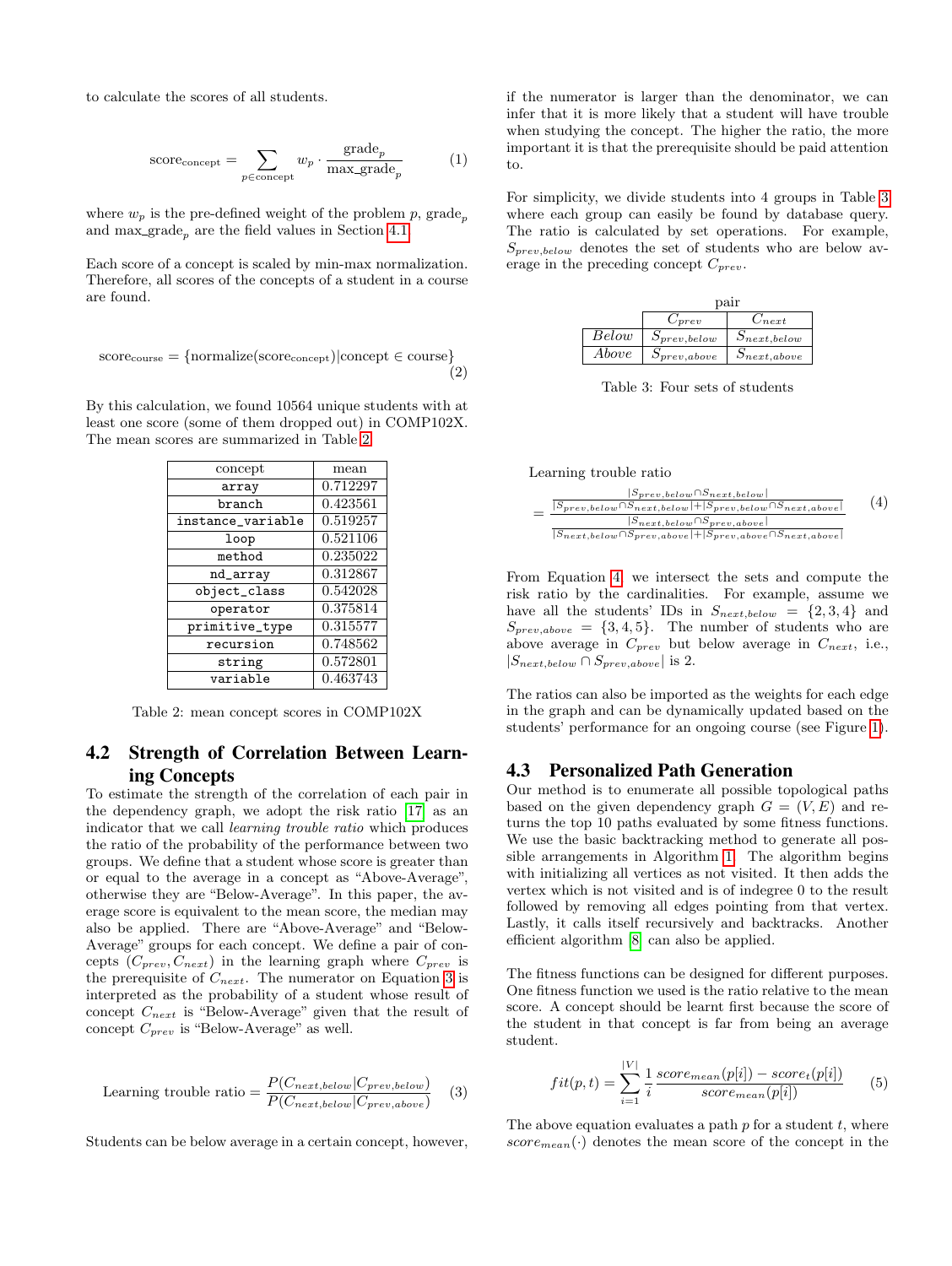to calculate the scores of all students.

$$\text{score}_{\text{concept}} = \sum_{p \in \text{concept}} w_p \cdot \frac{\text{grade}_p}{\text{max\_grade}_p} \quad (1)$$

where $w_p$ is the pre-defined weight of the problem $p$, $\text{grade}_p$ and $\text{max\_grade}_p$ are the field values in Section 4.1.

Each score of a concept is scaled by min-max normalization. Therefore, all scores of the concepts of a student in a course are found.

$$\text{score}_{\text{course}} = \{\text{normalize}(\text{score}_{\text{concept}}) | \text{concept} \in \text{course}\} \quad (2)$$

By this calculation, we found 10564 unique students with at least one score (some of them dropped out) in COMP102X. The mean scores are summarized in Table 2.

| concept | mean |
|---|---|
| `array` | 0.712297 |
| `branch` | 0.423561 |
| `instance_variable` | 0.519257 |
| `loop` | 0.521106 |
| `method` | 0.235022 |
| `nd_array` | 0.312867 |
| `object_class` | 0.542028 |
| `operator` | 0.375814 |
| `primitive_type` | 0.315577 |
| `recursion` | 0.748562 |
| `string` | 0.572801 |
| `variable` | 0.463743 |

Table 2: mean concept scores in COMP102X

## 4.2 Strength of Correlation Between Learning Concepts

To estimate the strength of the correlation of each pair in the dependency graph, we adopt the risk ratio [17] as an indicator that we call *learning trouble ratio* which produces the ratio of the probability of the performance between two groups. We define that a student whose score is greater than or equal to the average in a concept as "Above-Average", otherwise they are "Below-Average". In this paper, the average score is equivalent to the mean score, the median may also be applied. There are "Above-Average" and "Below-Average" groups for each concept. We define a pair of concepts $(C_{prev}, C_{next})$ in the learning graph where $C_{prev}$ is the prerequisite of $C_{next}$. The numerator on Equation 3 is interpreted as the probability of a student whose result of concept $C_{next}$ is "Below-Average" given that the result of concept $C_{prev}$ is "Below-Average" as well.

$$\text{Learning trouble ratio} = \frac{P(C_{next,below} | C_{prev,below})}{P(C_{next,below} | C_{prev,above})} \quad (3)$$

Students can be below average in a certain concept, however, if the numerator is larger than the denominator, we can infer that it is more likely that a student will have trouble when studying the concept. The higher the ratio, the more important it is that the prerequisite should be paid attention to.

For simplicity, we divide students into 4 groups in Table 3 where each group can easily be found by database query. The ratio is calculated by set operations. For example, $S_{prev,below}$ denotes the set of students who are below average in the preceding concept $C_{prev}$.

| pair | $C_{prev}$ | $C_{next}$ |
|---|---|---|
| *Below* | $S_{prev,below}$ | $S_{next,below}$ |
| *Above* | $S_{prev,above}$ | $S_{next,above}$ |

Table 3: Four sets of students

$$\text{Learning trouble ratio} = \frac{\frac{|S_{prev,below} \cap S_{next,below}|}{|S_{prev,below} \cap S_{next,below}| + |S_{prev,below} \cap S_{next,above}|}}{\frac{|S_{next,below} \cap S_{prev,above}|}{|S_{next,below} \cap S_{prev,above}| + |S_{prev,above} \cap S_{next,above}|}} \quad (4)$$

From Equation 4, we intersect the sets and compute the risk ratio by the cardinalities. For example, assume we have all the students' IDs in $S_{next,below} = \{2, 3, 4\}$ and $S_{prev,above} = \{3, 4, 5\}$. The number of students who are above average in $C_{prev}$ but below average in $C_{next}$, i.e., $|S_{next,below} \cap S_{prev,above}|$ is 2.

The ratios can also be imported as the weights for each edge in the graph and can be dynamically updated based on the students' performance for an ongoing course (see Figure 1).

## 4.3 Personalized Path Generation

Our method is to enumerate all possible topological paths based on the given dependency graph $G = (V, E)$ and returns the top 10 paths evaluated by some fitness functions. We use the basic backtracking method to generate all possible arrangements in Algorithm 1. The algorithm begins with initializing all vertices as not visited. It then adds the vertex which is not visited and is of indegree 0 to the result followed by removing all edges pointing from that vertex. Lastly, it calls itself recursively and backtracks. Another efficient algorithm [8] can also be applied.

The fitness functions can be designed for different purposes. One fitness function we used is the ratio relative to the mean score. A concept should be learnt first because the score of the student in that concept is far from being an average student.

$$fit(p, t) = \sum_{i=1}^{|V|} \frac{1}{i} \frac{score_{mean}(p[i]) - score_t(p[i])}{score_{mean}(p[i])} \quad (5)$$

The above equation evaluates a path $p$ for a student $t$, where $score_{mean}(\cdot)$ denotes the mean score of the concept in the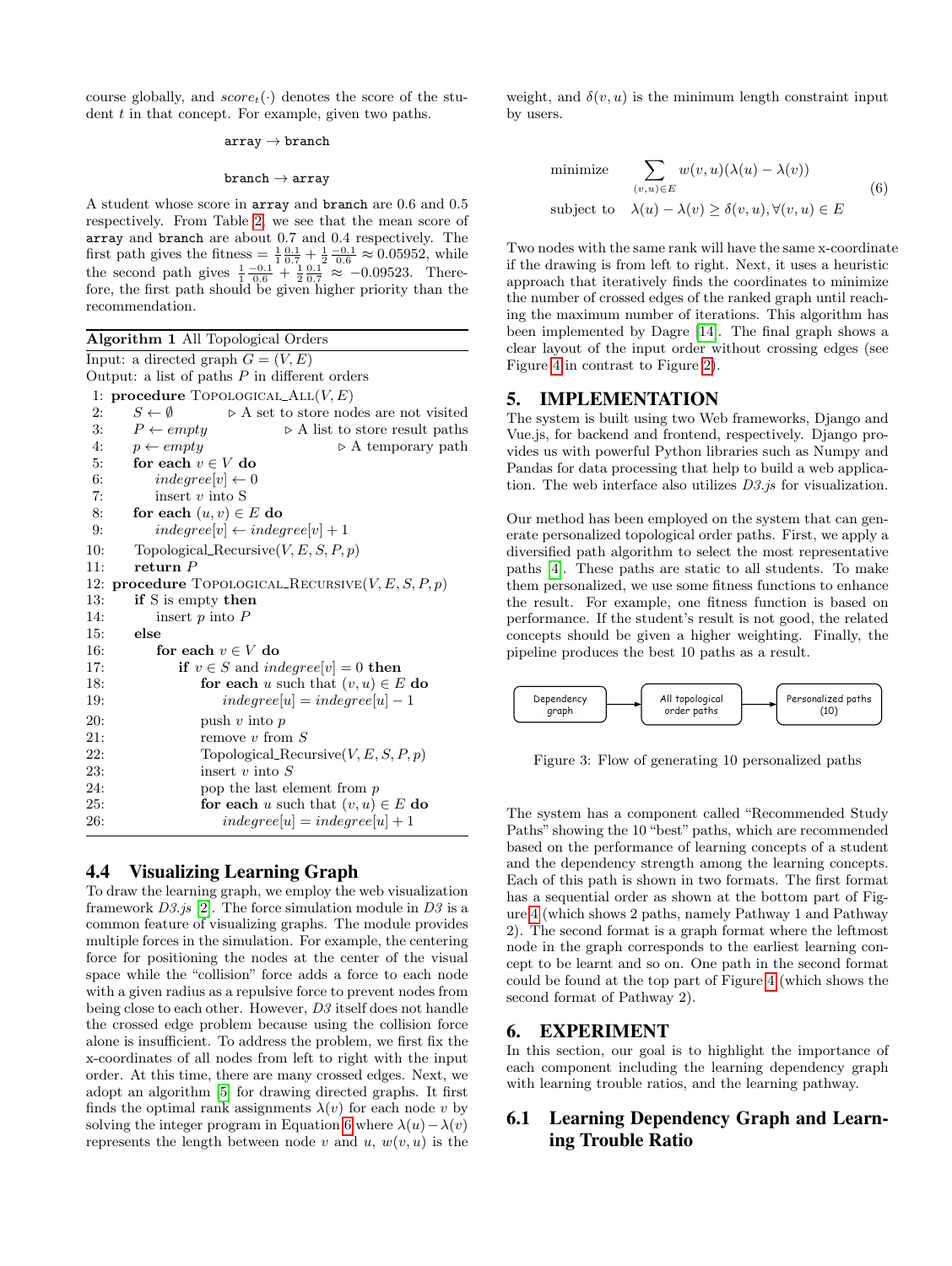course globally, and $score_t(\cdot)$ denotes the score of the student $t$ in that concept. For example, given two paths.

array → branch

branch → array

A student whose score in array and branch are 0.6 and 0.5 respectively. From Table 2, we see that the mean score of array and branch are about 0.7 and 0.4 respectively. The first path gives the fitness $= \frac{1}{1}\frac{0.1}{0.7} + \frac{1}{2}\frac{-0.1}{0.6} \approx 0.05952$, while the second path gives $\frac{1}{1}\frac{-0.1}{0.6} + \frac{1}{2}\frac{0.1}{0.7} \approx -0.09523$. Therefore, the first path should be given higher priority than the recommendation.

**Algorithm 1** All Topological Orders

```
Input: a directed graph G = (V, E)
Output: a list of paths P in different orders
 1: procedure TOPOLOGICAL_ALL(V, E)
 2:     S ← ∅                          ▷ A set to store nodes are not visited
 3:     P ← empty                      ▷ A list to store result paths
 4:     p ← empty                      ▷ A temporary path
 5:     for each v ∈ V do
 6:         indegree[v] ← 0
 7:         insert v into S
 8:     for each (u, v) ∈ E do
 9:         indegree[v] ← indegree[v] + 1
10:     Topological_Recursive(V, E, S, P, p)
11:     return P
12: procedure TOPOLOGICAL_RECURSIVE(V, E, S, P, p)
13:     if S is empty then
14:         insert p into P
15:     else
16:         for each v ∈ V do
17:             if v ∈ S and indegree[v] = 0 then
18:                 for each u such that (v, u) ∈ E do
19:                     indegree[u] = indegree[u] − 1
20:                 push v into p
21:                 remove v from S
22:                 Topological_Recursive(V, E, S, P, p)
23:                 insert v into S
24:                 pop the last element from p
25:                 for each u such that (v, u) ∈ E do
26:                     indegree[u] = indegree[u] + 1
```

### 4.4 Visualizing Learning Graph

To draw the learning graph, we employ the web visualization framework *D3.js* [2]. The force simulation module in *D3* is a common feature of visualizing graphs. The module provides multiple forces in the simulation. For example, the centering force for positioning the nodes at the center of the visual space while the "collision" force adds a force to each node with a given radius as a repulsive force to prevent nodes from being close to each other. However, *D3* itself does not handle the crossed edge problem because using the collision force alone is insufficient. To address the problem, we first fix the x-coordinates of all nodes from left to right with the input order. At this time, there are many crossed edges. Next, we adopt an algorithm [5] for drawing directed graphs. It first finds the optimal rank assignments $\lambda(v)$ for each node $v$ by solving the integer program in Equation 6 where $\lambda(u) - \lambda(v)$ represents the length between node $v$ and $u$, $w(v, u)$ is the weight, and $\delta(v, u)$ is the minimum length constraint input by users.

$$\begin{aligned} \text{minimize} \quad & \sum_{(v,u)\in E} w(v,u)(\lambda(u) - \lambda(v)) \\ \text{subject to} \quad & \lambda(u) - \lambda(v) \geq \delta(v,u), \forall (v,u) \in E \end{aligned} \tag{6}$$

Two nodes with the same rank will have the same x-coordinate if the drawing is from left to right. Next, it uses a heuristic approach that iteratively finds the coordinates to minimize the number of crossed edges of the ranked graph until reaching the maximum number of iterations. This algorithm has been implemented by Dagre [14]. The final graph shows a clear layout of the input order without crossing edges (see Figure 4 in contrast to Figure 2).

## 5. IMPLEMENTATION

The system is built using two Web frameworks, Django and Vue.js, for backend and frontend, respectively. Django provides us with powerful Python libraries such as Numpy and Pandas for data processing that help to build a web application. The web interface also utilizes *D3.js* for visualization.

Our method has been employed on the system that can generate personalized topological order paths. First, we apply a diversified path algorithm to select the most representative paths [4]. These paths are static to all students. To make them personalized, we use some fitness functions to enhance the result. For example, one fitness function is based on performance. If the student's result is not good, the related concepts should be given a higher weighting. Finally, the pipeline produces the best 10 paths as a result.

Dependency graph → All topological order paths → Personalized paths (10)

Figure 3: Flow of generating 10 personalized paths

The system has a component called "Recommended Study Paths" showing the 10 "best" paths, which are recommended based on the performance of learning concepts of a student and the dependency strength among the learning concepts. Each of this path is shown in two formats. The first format has a sequential order as shown at the bottom part of Figure 4 (which shows 2 paths, namely Pathway 1 and Pathway 2). The second format is a graph format where the leftmost node in the graph corresponds to the earliest learning concept to be learnt and so on. One path in the second format could be found at the top part of Figure 4 (which shows the second format of Pathway 2).

## 6. EXPERIMENT

In this section, our goal is to highlight the importance of each component including the learning dependency graph with learning trouble ratios, and the learning pathway.

### 6.1 Learning Dependency Graph and Learning Trouble Ratio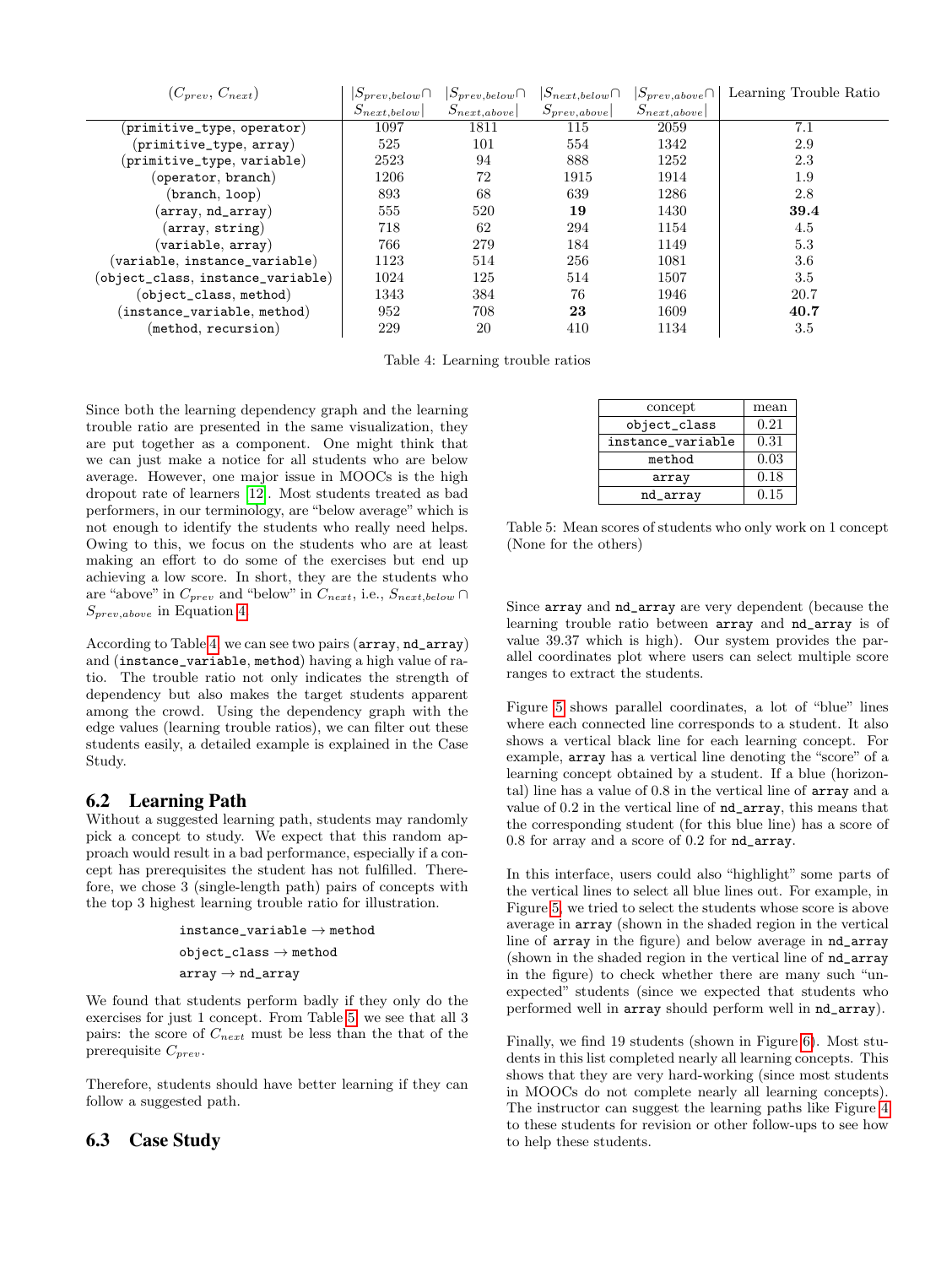| ($C_{prev}$, $C_{next}$) | $\|S_{prev,below} \cap S_{next,below}\|$ | $\|S_{prev,below} \cap S_{next,above}\|$ | $\|S_{next,below} \cap S_{prev,above}\|$ | $\|S_{prev,above} \cap S_{next,above}\|$ | Learning Trouble Ratio |
|---|---|---|---|---|---|
| (`primitive_type`, `operator`) | 1097 | 1811 | 115 | 2059 | 7.1 |
| (`primitive_type`, `array`) | 525 | 101 | 554 | 1342 | 2.9 |
| (`primitive_type`, `variable`) | 2523 | 94 | 888 | 1252 | 2.3 |
| (`operator`, `branch`) | 1206 | 72 | 1915 | 1914 | 1.9 |
| (`branch`, `loop`) | 893 | 68 | 639 | 1286 | 2.8 |
| (`array`, `nd_array`) | 555 | 520 | **19** | 1430 | **39.4** |
| (`array`, `string`) | 718 | 62 | 294 | 1154 | 4.5 |
| (`variable`, `array`) | 766 | 279 | 184 | 1149 | 5.3 |
| (`variable`, `instance_variable`) | 1123 | 514 | 256 | 1081 | 3.6 |
| (`object_class`, `instance_variable`) | 1024 | 125 | 514 | 1507 | 3.5 |
| (`object_class`, `method`) | 1343 | 384 | 76 | 1946 | 20.7 |
| (`instance_variable`, `method`) | 952 | 708 | **23** | 1609 | **40.7** |
| (`method`, `recursion`) | 229 | 20 | 410 | 1134 | 3.5 |

Table 4: Learning trouble ratios

Since both the learning dependency graph and the learning trouble ratio are presented in the same visualization, they are put together as a component. One might think that we can just make a notice for all students who are below average. However, one major issue in MOOCs is the high dropout rate of learners [12]. Most students treated as bad performers, in our terminology, are "below average" which is not enough to identify the students who really need helps. Owing to this, we focus on the students who are at least making an effort to do some of the exercises but end up achieving a low score. In short, they are the students who are "above" in $C_{prev}$ and "below" in $C_{next}$, i.e., $S_{next,below} \cap S_{prev,above}$ in Equation 4.

According to Table 4, we can see two pairs (`array`, `nd_array`) and (`instance_variable`, `method`) having a high value of ratio. The trouble ratio not only indicates the strength of dependency but also makes the target students apparent among the crowd. Using the dependency graph with the edge values (learning trouble ratios), we can filter out these students easily, a detailed example is explained in the Case Study.

## 6.2 Learning Path

Without a suggested learning path, students may randomly pick a concept to study. We expect that this random approach would result in a bad performance, especially if a concept has prerequisites the student has not fulfilled. Therefore, we chose 3 (single-length path) pairs of concepts with the top 3 highest learning trouble ratio for illustration.

`instance_variable` → `method`

`object_class` → `method`

`array` → `nd_array`

We found that students perform badly if they only do the exercises for just 1 concept. From Table 5, we see that all 3 pairs: the score of $C_{next}$ must be less than the that of the prerequisite $C_{prev}$.

Therefore, students should have better learning if they can follow a suggested path.

## 6.3 Case Study

| concept | mean |
|---|---|
| `object_class` | 0.21 |
| `instance_variable` | 0.31 |
| `method` | 0.03 |
| `array` | 0.18 |
| `nd_array` | 0.15 |

Table 5: Mean scores of students who only work on 1 concept (None for the others)

Since `array` and `nd_array` are very dependent (because the learning trouble ratio between `array` and `nd_array` is of value 39.37 which is high). Our system provides the parallel coordinates plot where users can select multiple score ranges to extract the students.

Figure 5 shows parallel coordinates, a lot of "blue" lines where each connected line corresponds to a student. It also shows a vertical black line for each learning concept. For example, `array` has a vertical line denoting the "score" of a learning concept obtained by a student. If a blue (horizontal) line has a value of 0.8 in the vertical line of `array` and a value of 0.2 in the vertical line of `nd_array`, this means that the corresponding student (for this blue line) has a score of 0.8 for array and a score of 0.2 for `nd_array`.

In this interface, users could also "highlight" some parts of the vertical lines to select all blue lines out. For example, in Figure 5, we tried to select the students whose score is above average in `array` (shown in the shaded region in the vertical line of `array` in the figure) and below average in `nd_array` (shown in the shaded region in the vertical line of `nd_array` in the figure) to check whether there are many such "unexpected" students (since we expected that students who performed well in `array` should perform well in `nd_array`).

Finally, we find 19 students (shown in Figure 6). Most students in this list completed nearly all learning concepts. This shows that they are very hard-working (since most students in MOOCs do not complete nearly all learning concepts). The instructor can suggest the learning paths like Figure 4 to these students for revision or other follow-ups to see how to help these students.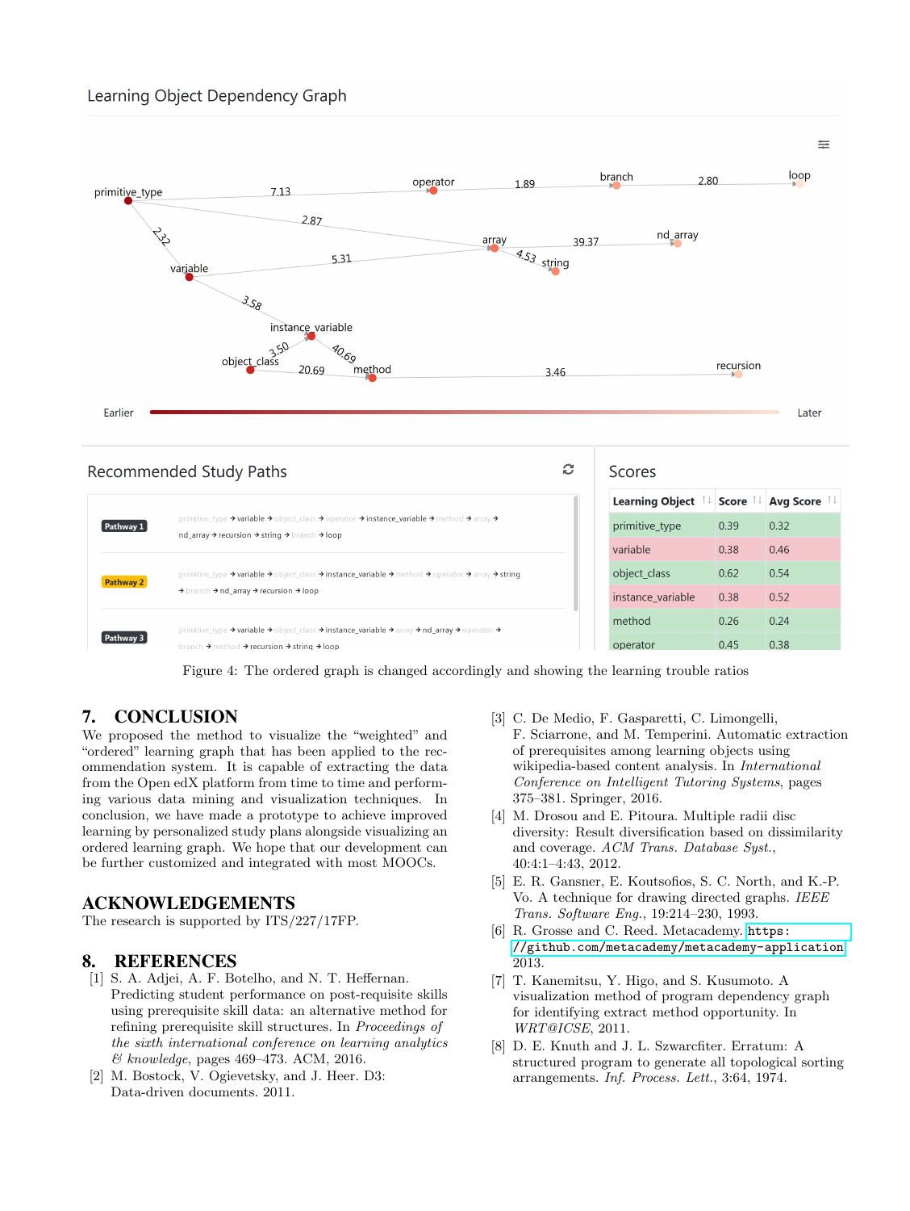Figure 4: The ordered graph is changed accordingly and showing the learning trouble ratios

## 7. CONCLUSION

We proposed the method to visualize the "weighted" and "ordered" learning graph that has been applied to the recommendation system. It is capable of extracting the data from the Open edX platform from time to time and performing various data mining and visualization techniques. In conclusion, we have made a prototype to achieve improved learning by personalized study plans alongside visualizing an ordered learning graph. We hope that our development can be further customized and integrated with most MOOCs.

## ACKNOWLEDGEMENTS

The research is supported by ITS/227/17FP.

## 8. REFERENCES

[1] S. A. Adjei, A. F. Botelho, and N. T. Heffernan. Predicting student performance on post-requisite skills using prerequisite skill data: an alternative method for refining prerequisite skill structures. In *Proceedings of the sixth international conference on learning analytics & knowledge*, pages 469–473. ACM, 2016.

[2] M. Bostock, V. Ogievetsky, and J. Heer. D3: Data-driven documents. 2011.

[3] C. De Medio, F. Gasparetti, C. Limongelli, F. Sciarrone, and M. Temperini. Automatic extraction of prerequisites among learning objects using wikipedia-based content analysis. In *International Conference on Intelligent Tutoring Systems*, pages 375–381. Springer, 2016.

[4] M. Drosou and E. Pitoura. Multiple radii disc diversity: Result diversification based on dissimilarity and coverage. *ACM Trans. Database Syst.*, 40:4:1–4:43, 2012.

[5] E. R. Gansner, E. Koutsofios, S. C. North, and K.-P. Vo. A technique for drawing directed graphs. *IEEE Trans. Software Eng.*, 19:214–230, 1993.

[6] R. Grosse and C. Reed. Metacademy. `https://github.com/metacademy/metacademy-application`, 2013.

[7] T. Kanemitsu, Y. Higo, and S. Kusumoto. A visualization method of program dependency graph for identifying extract method opportunity. In *WRT@ICSE*, 2011.

[8] D. E. Knuth and J. L. Szwarcfiter. Erratum: A structured program to generate all topological sorting arrangements. *Inf. Process. Lett.*, 3:64, 1974.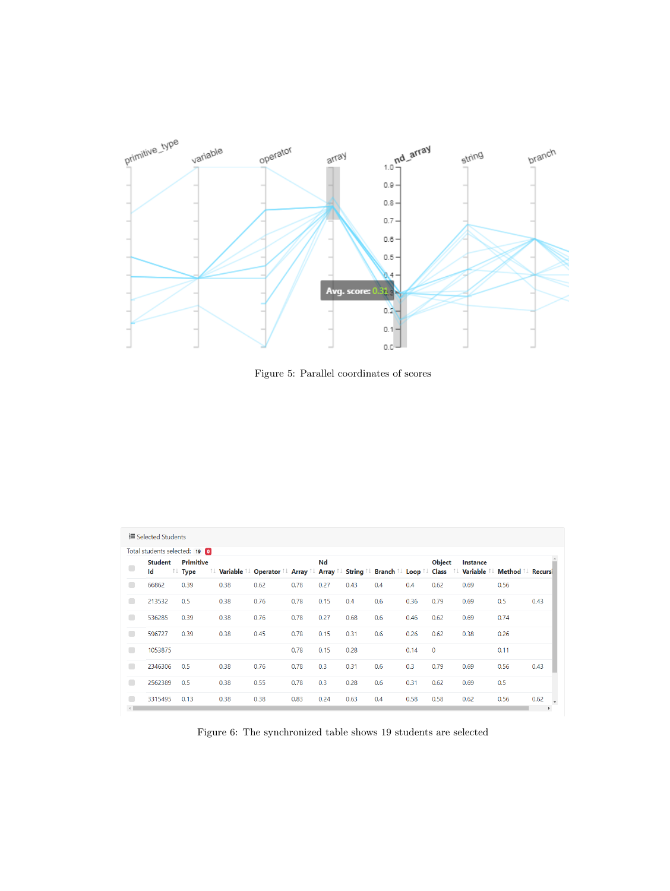Figure 5: Parallel coordinates of scores

Figure 6: The synchronized table shows 19 students are selected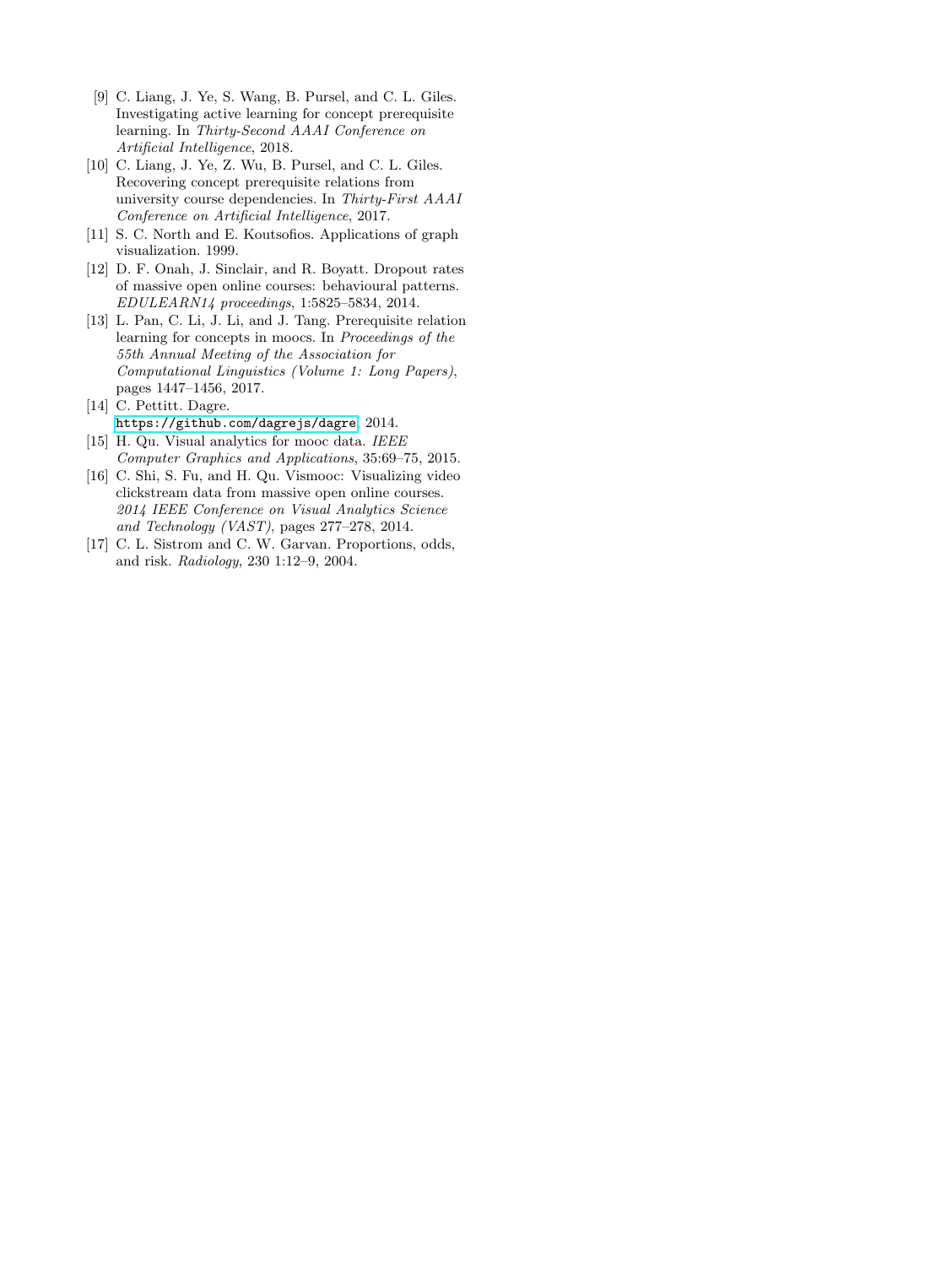[9] C. Liang, J. Ye, S. Wang, B. Pursel, and C. L. Giles. Investigating active learning for concept prerequisite learning. In *Thirty-Second AAAI Conference on Artificial Intelligence*, 2018.

[10] C. Liang, J. Ye, Z. Wu, B. Pursel, and C. L. Giles. Recovering concept prerequisite relations from university course dependencies. In *Thirty-First AAAI Conference on Artificial Intelligence*, 2017.

[11] S. C. North and E. Koutsofios. Applications of graph visualization. 1999.

[12] D. F. Onah, J. Sinclair, and R. Boyatt. Dropout rates of massive open online courses: behavioural patterns. *EDULEARN14 proceedings*, 1:5825–5834, 2014.

[13] L. Pan, C. Li, J. Li, and J. Tang. Prerequisite relation learning for concepts in moocs. In *Proceedings of the 55th Annual Meeting of the Association for Computational Linguistics (Volume 1: Long Papers)*, pages 1447–1456, 2017.

[14] C. Pettitt. Dagre. `https://github.com/dagrejs/dagre`, 2014.

[15] H. Qu. Visual analytics for mooc data. *IEEE Computer Graphics and Applications*, 35:69–75, 2015.

[16] C. Shi, S. Fu, and H. Qu. Vismooc: Visualizing video clickstream data from massive open online courses. *2014 IEEE Conference on Visual Analytics Science and Technology (VAST)*, pages 277–278, 2014.

[17] C. L. Sistrom and C. W. Garvan. Proportions, odds, and risk. *Radiology*, 230 1:12–9, 2004.